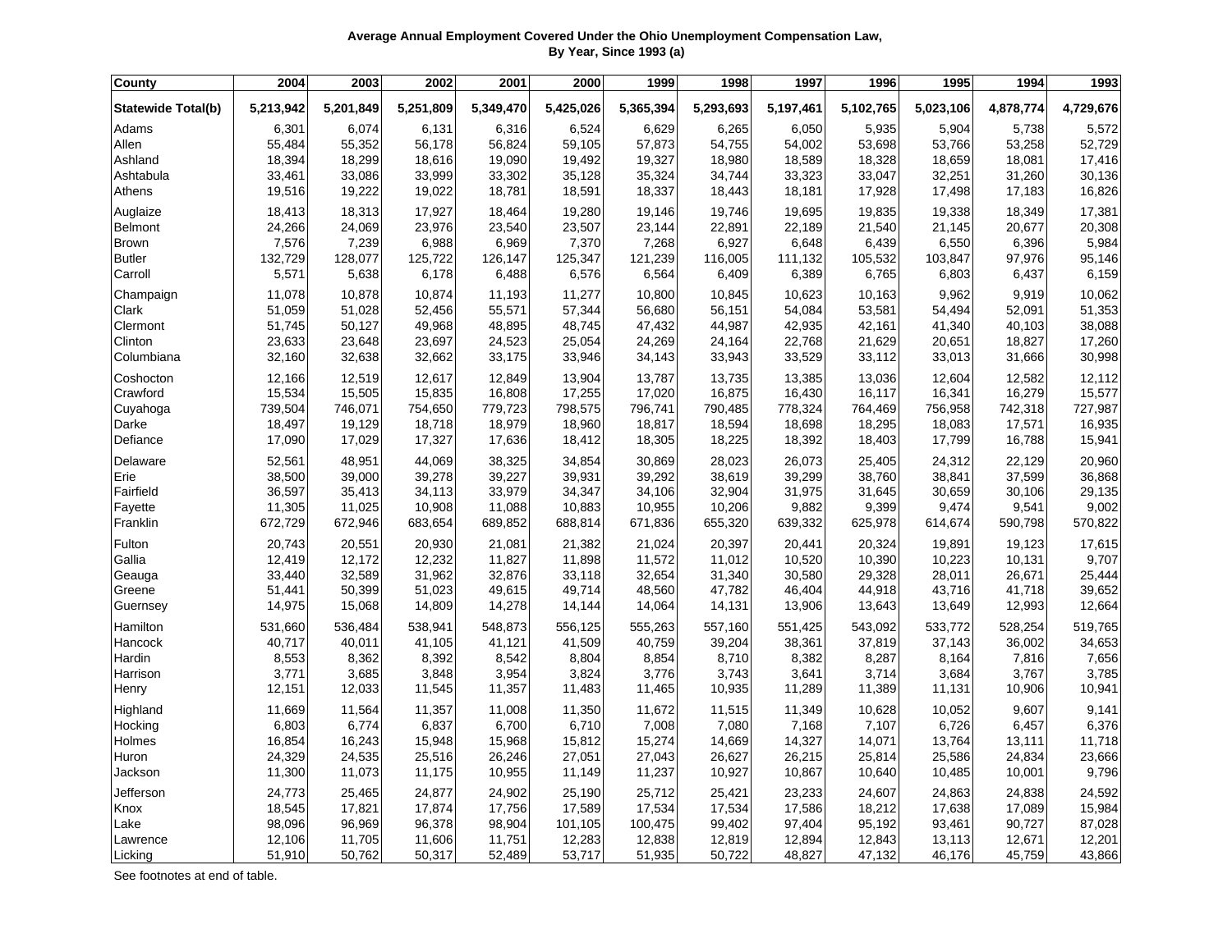**Average Annual Employment Covered Under the Ohio Unemployment Compensation Law, By Year, Since 1993 (a)**

| County | 2004 | 2003 | 2002 | 2001 | 2000 | 1999 | 1998 | 1997 | 1996 | 1995 | 1994 | 1993 |
|---|---|---|---|---|---|---|---|---|---|---|---|---|
| **Statewide Total(b)** | **5,213,942** | **5,201,849** | **5,251,809** | **5,349,470** | **5,425,026** | **5,365,394** | **5,293,693** | **5,197,461** | **5,102,765** | **5,023,106** | **4,878,774** | **4,729,676** |
| Adams | 6,301 | 6,074 | 6,131 | 6,316 | 6,524 | 6,629 | 6,265 | 6,050 | 5,935 | 5,904 | 5,738 | 5,572 |
| Allen | 55,484 | 55,352 | 56,178 | 56,824 | 59,105 | 57,873 | 54,755 | 54,002 | 53,698 | 53,766 | 53,258 | 52,729 |
| Ashland | 18,394 | 18,299 | 18,616 | 19,090 | 19,492 | 19,327 | 18,980 | 18,589 | 18,328 | 18,659 | 18,081 | 17,416 |
| Ashtabula | 33,461 | 33,086 | 33,999 | 33,302 | 35,128 | 35,324 | 34,744 | 33,323 | 33,047 | 32,251 | 31,260 | 30,136 |
| Athens | 19,516 | 19,222 | 19,022 | 18,781 | 18,591 | 18,337 | 18,443 | 18,181 | 17,928 | 17,498 | 17,183 | 16,826 |
| Auglaize | 18,413 | 18,313 | 17,927 | 18,464 | 19,280 | 19,146 | 19,746 | 19,695 | 19,835 | 19,338 | 18,349 | 17,381 |
| Belmont | 24,266 | 24,069 | 23,976 | 23,540 | 23,507 | 23,144 | 22,891 | 22,189 | 21,540 | 21,145 | 20,677 | 20,308 |
| Brown | 7,576 | 7,239 | 6,988 | 6,969 | 7,370 | 7,268 | 6,927 | 6,648 | 6,439 | 6,550 | 6,396 | 5,984 |
| Butler | 132,729 | 128,077 | 125,722 | 126,147 | 125,347 | 121,239 | 116,005 | 111,132 | 105,532 | 103,847 | 97,976 | 95,146 |
| Carroll | 5,571 | 5,638 | 6,178 | 6,488 | 6,576 | 6,564 | 6,409 | 6,389 | 6,765 | 6,803 | 6,437 | 6,159 |
| Champaign | 11,078 | 10,878 | 10,874 | 11,193 | 11,277 | 10,800 | 10,845 | 10,623 | 10,163 | 9,962 | 9,919 | 10,062 |
| Clark | 51,059 | 51,028 | 52,456 | 55,571 | 57,344 | 56,680 | 56,151 | 54,084 | 53,581 | 54,494 | 52,091 | 51,353 |
| Clermont | 51,745 | 50,127 | 49,968 | 48,895 | 48,745 | 47,432 | 44,987 | 42,935 | 42,161 | 41,340 | 40,103 | 38,088 |
| Clinton | 23,633 | 23,648 | 23,697 | 24,523 | 25,054 | 24,269 | 24,164 | 22,768 | 21,629 | 20,651 | 18,827 | 17,260 |
| Columbiana | 32,160 | 32,638 | 32,662 | 33,175 | 33,946 | 34,143 | 33,943 | 33,529 | 33,112 | 33,013 | 31,666 | 30,998 |
| Coshocton | 12,166 | 12,519 | 12,617 | 12,849 | 13,904 | 13,787 | 13,735 | 13,385 | 13,036 | 12,604 | 12,582 | 12,112 |
| Crawford | 15,534 | 15,505 | 15,835 | 16,808 | 17,255 | 17,020 | 16,875 | 16,430 | 16,117 | 16,341 | 16,279 | 15,577 |
| Cuyahoga | 739,504 | 746,071 | 754,650 | 779,723 | 798,575 | 796,741 | 790,485 | 778,324 | 764,469 | 756,958 | 742,318 | 727,987 |
| Darke | 18,497 | 19,129 | 18,718 | 18,979 | 18,960 | 18,817 | 18,594 | 18,698 | 18,295 | 18,083 | 17,571 | 16,935 |
| Defiance | 17,090 | 17,029 | 17,327 | 17,636 | 18,412 | 18,305 | 18,225 | 18,392 | 18,403 | 17,799 | 16,788 | 15,941 |
| Delaware | 52,561 | 48,951 | 44,069 | 38,325 | 34,854 | 30,869 | 28,023 | 26,073 | 25,405 | 24,312 | 22,129 | 20,960 |
| Erie | 38,500 | 39,000 | 39,278 | 39,227 | 39,931 | 39,292 | 38,619 | 39,299 | 38,760 | 38,841 | 37,599 | 36,868 |
| Fairfield | 36,597 | 35,413 | 34,113 | 33,979 | 34,347 | 34,106 | 32,904 | 31,975 | 31,645 | 30,659 | 30,106 | 29,135 |
| Fayette | 11,305 | 11,025 | 10,908 | 11,088 | 10,883 | 10,955 | 10,206 | 9,882 | 9,399 | 9,474 | 9,541 | 9,002 |
| Franklin | 672,729 | 672,946 | 683,654 | 689,852 | 688,814 | 671,836 | 655,320 | 639,332 | 625,978 | 614,674 | 590,798 | 570,822 |
| Fulton | 20,743 | 20,551 | 20,930 | 21,081 | 21,382 | 21,024 | 20,397 | 20,441 | 20,324 | 19,891 | 19,123 | 17,615 |
| Gallia | 12,419 | 12,172 | 12,232 | 11,827 | 11,898 | 11,572 | 11,012 | 10,520 | 10,390 | 10,223 | 10,131 | 9,707 |
| Geauga | 33,440 | 32,589 | 31,962 | 32,876 | 33,118 | 32,654 | 31,340 | 30,580 | 29,328 | 28,011 | 26,671 | 25,444 |
| Greene | 51,441 | 50,399 | 51,023 | 49,615 | 49,714 | 48,560 | 47,782 | 46,404 | 44,918 | 43,716 | 41,718 | 39,652 |
| Guernsey | 14,975 | 15,068 | 14,809 | 14,278 | 14,144 | 14,064 | 14,131 | 13,906 | 13,643 | 13,649 | 12,993 | 12,664 |
| Hamilton | 531,660 | 536,484 | 538,941 | 548,873 | 556,125 | 555,263 | 557,160 | 551,425 | 543,092 | 533,772 | 528,254 | 519,765 |
| Hancock | 40,717 | 40,011 | 41,105 | 41,121 | 41,509 | 40,759 | 39,204 | 38,361 | 37,819 | 37,143 | 36,002 | 34,653 |
| Hardin | 8,553 | 8,362 | 8,392 | 8,542 | 8,804 | 8,854 | 8,710 | 8,382 | 8,287 | 8,164 | 7,816 | 7,656 |
| Harrison | 3,771 | 3,685 | 3,848 | 3,954 | 3,824 | 3,776 | 3,743 | 3,641 | 3,714 | 3,684 | 3,767 | 3,785 |
| Henry | 12,151 | 12,033 | 11,545 | 11,357 | 11,483 | 11,465 | 10,935 | 11,289 | 11,389 | 11,131 | 10,906 | 10,941 |
| Highland | 11,669 | 11,564 | 11,357 | 11,008 | 11,350 | 11,672 | 11,515 | 11,349 | 10,628 | 10,052 | 9,607 | 9,141 |
| Hocking | 6,803 | 6,774 | 6,837 | 6,700 | 6,710 | 7,008 | 7,080 | 7,168 | 7,107 | 6,726 | 6,457 | 6,376 |
| Holmes | 16,854 | 16,243 | 15,948 | 15,968 | 15,812 | 15,274 | 14,669 | 14,327 | 14,071 | 13,764 | 13,111 | 11,718 |
| Huron | 24,329 | 24,535 | 25,516 | 26,246 | 27,051 | 27,043 | 26,627 | 26,215 | 25,814 | 25,586 | 24,834 | 23,666 |
| Jackson | 11,300 | 11,073 | 11,175 | 10,955 | 11,149 | 11,237 | 10,927 | 10,867 | 10,640 | 10,485 | 10,001 | 9,796 |
| Jefferson | 24,773 | 25,465 | 24,877 | 24,902 | 25,190 | 25,712 | 25,421 | 23,233 | 24,607 | 24,863 | 24,838 | 24,592 |
| Knox | 18,545 | 17,821 | 17,874 | 17,756 | 17,589 | 17,534 | 17,534 | 17,586 | 18,212 | 17,638 | 17,089 | 15,984 |
| Lake | 98,096 | 96,969 | 96,378 | 98,904 | 101,105 | 100,475 | 99,402 | 97,404 | 95,192 | 93,461 | 90,727 | 87,028 |
| Lawrence | 12,106 | 11,705 | 11,606 | 11,751 | 12,283 | 12,838 | 12,819 | 12,894 | 12,843 | 13,113 | 12,671 | 12,201 |
| Licking | 51,910 | 50,762 | 50,317 | 52,489 | 53,717 | 51,935 | 50,722 | 48,827 | 47,132 | 46,176 | 45,759 | 43,866 |

See footnotes at end of table.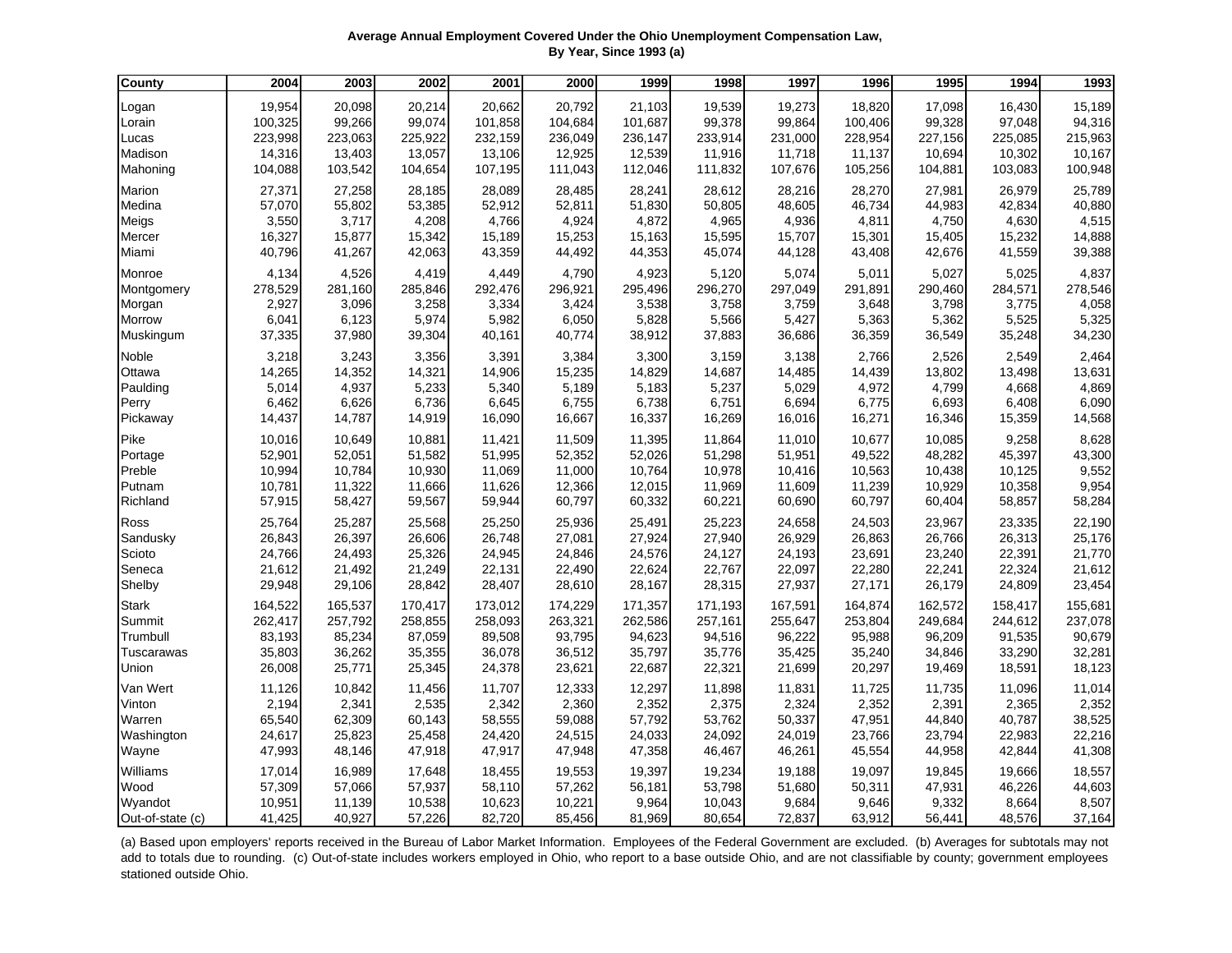**Average Annual Employment Covered Under the Ohio Unemployment Compensation Law, By Year, Since 1993 (a)**

| County | 2004 | 2003 | 2002 | 2001 | 2000 | 1999 | 1998 | 1997 | 1996 | 1995 | 1994 | 1993 |
|---|---|---|---|---|---|---|---|---|---|---|---|---|
| Logan | 19,954 | 20,098 | 20,214 | 20,662 | 20,792 | 21,103 | 19,539 | 19,273 | 18,820 | 17,098 | 16,430 | 15,189 |
| Lorain | 100,325 | 99,266 | 99,074 | 101,858 | 104,684 | 101,687 | 99,378 | 99,864 | 100,406 | 99,328 | 97,048 | 94,316 |
| Lucas | 223,998 | 223,063 | 225,922 | 232,159 | 236,049 | 236,147 | 233,914 | 231,000 | 228,954 | 227,156 | 225,085 | 215,963 |
| Madison | 14,316 | 13,403 | 13,057 | 13,106 | 12,925 | 12,539 | 11,916 | 11,718 | 11,137 | 10,694 | 10,302 | 10,167 |
| Mahoning | 104,088 | 103,542 | 104,654 | 107,195 | 111,043 | 112,046 | 111,832 | 107,676 | 105,256 | 104,881 | 103,083 | 100,948 |
| Marion | 27,371 | 27,258 | 28,185 | 28,089 | 28,485 | 28,241 | 28,612 | 28,216 | 28,270 | 27,981 | 26,979 | 25,789 |
| Medina | 57,070 | 55,802 | 53,385 | 52,912 | 52,811 | 51,830 | 50,805 | 48,605 | 46,734 | 44,983 | 42,834 | 40,880 |
| Meigs | 3,550 | 3,717 | 4,208 | 4,766 | 4,924 | 4,872 | 4,965 | 4,936 | 4,811 | 4,750 | 4,630 | 4,515 |
| Mercer | 16,327 | 15,877 | 15,342 | 15,189 | 15,253 | 15,163 | 15,595 | 15,707 | 15,301 | 15,405 | 15,232 | 14,888 |
| Miami | 40,796 | 41,267 | 42,063 | 43,359 | 44,492 | 44,353 | 45,074 | 44,128 | 43,408 | 42,676 | 41,559 | 39,388 |
| Monroe | 4,134 | 4,526 | 4,419 | 4,449 | 4,790 | 4,923 | 5,120 | 5,074 | 5,011 | 5,027 | 5,025 | 4,837 |
| Montgomery | 278,529 | 281,160 | 285,846 | 292,476 | 296,921 | 295,496 | 296,270 | 297,049 | 291,891 | 290,460 | 284,571 | 278,546 |
| Morgan | 2,927 | 3,096 | 3,258 | 3,334 | 3,424 | 3,538 | 3,758 | 3,759 | 3,648 | 3,798 | 3,775 | 4,058 |
| Morrow | 6,041 | 6,123 | 5,974 | 5,982 | 6,050 | 5,828 | 5,566 | 5,427 | 5,363 | 5,362 | 5,525 | 5,325 |
| Muskingum | 37,335 | 37,980 | 39,304 | 40,161 | 40,774 | 38,912 | 37,883 | 36,686 | 36,359 | 36,549 | 35,248 | 34,230 |
| Noble | 3,218 | 3,243 | 3,356 | 3,391 | 3,384 | 3,300 | 3,159 | 3,138 | 2,766 | 2,526 | 2,549 | 2,464 |
| Ottawa | 14,265 | 14,352 | 14,321 | 14,906 | 15,235 | 14,829 | 14,687 | 14,485 | 14,439 | 13,802 | 13,498 | 13,631 |
| Paulding | 5,014 | 4,937 | 5,233 | 5,340 | 5,189 | 5,183 | 5,237 | 5,029 | 4,972 | 4,799 | 4,668 | 4,869 |
| Perry | 6,462 | 6,626 | 6,736 | 6,645 | 6,755 | 6,738 | 6,751 | 6,694 | 6,775 | 6,693 | 6,408 | 6,090 |
| Pickaway | 14,437 | 14,787 | 14,919 | 16,090 | 16,667 | 16,337 | 16,269 | 16,016 | 16,271 | 16,346 | 15,359 | 14,568 |
| Pike | 10,016 | 10,649 | 10,881 | 11,421 | 11,509 | 11,395 | 11,864 | 11,010 | 10,677 | 10,085 | 9,258 | 8,628 |
| Portage | 52,901 | 52,051 | 51,582 | 51,995 | 52,352 | 52,026 | 51,298 | 51,951 | 49,522 | 48,282 | 45,397 | 43,300 |
| Preble | 10,994 | 10,784 | 10,930 | 11,069 | 11,000 | 10,764 | 10,978 | 10,416 | 10,563 | 10,438 | 10,125 | 9,552 |
| Putnam | 10,781 | 11,322 | 11,666 | 11,626 | 12,366 | 12,015 | 11,969 | 11,609 | 11,239 | 10,929 | 10,358 | 9,954 |
| Richland | 57,915 | 58,427 | 59,567 | 59,944 | 60,797 | 60,332 | 60,221 | 60,690 | 60,797 | 60,404 | 58,857 | 58,284 |
| Ross | 25,764 | 25,287 | 25,568 | 25,250 | 25,936 | 25,491 | 25,223 | 24,658 | 24,503 | 23,967 | 23,335 | 22,190 |
| Sandusky | 26,843 | 26,397 | 26,606 | 26,748 | 27,081 | 27,924 | 27,940 | 26,929 | 26,863 | 26,766 | 26,313 | 25,176 |
| Scioto | 24,766 | 24,493 | 25,326 | 24,945 | 24,846 | 24,576 | 24,127 | 24,193 | 23,691 | 23,240 | 22,391 | 21,770 |
| Seneca | 21,612 | 21,492 | 21,249 | 22,131 | 22,490 | 22,624 | 22,767 | 22,097 | 22,280 | 22,241 | 22,324 | 21,612 |
| Shelby | 29,948 | 29,106 | 28,842 | 28,407 | 28,610 | 28,167 | 28,315 | 27,937 | 27,171 | 26,179 | 24,809 | 23,454 |
| Stark | 164,522 | 165,537 | 170,417 | 173,012 | 174,229 | 171,357 | 171,193 | 167,591 | 164,874 | 162,572 | 158,417 | 155,681 |
| Summit | 262,417 | 257,792 | 258,855 | 258,093 | 263,321 | 262,586 | 257,161 | 255,647 | 253,804 | 249,684 | 244,612 | 237,078 |
| Trumbull | 83,193 | 85,234 | 87,059 | 89,508 | 93,795 | 94,623 | 94,516 | 96,222 | 95,988 | 96,209 | 91,535 | 90,679 |
| Tuscarawas | 35,803 | 36,262 | 35,355 | 36,078 | 36,512 | 35,797 | 35,776 | 35,425 | 35,240 | 34,846 | 33,290 | 32,281 |
| Union | 26,008 | 25,771 | 25,345 | 24,378 | 23,621 | 22,687 | 22,321 | 21,699 | 20,297 | 19,469 | 18,591 | 18,123 |
| Van Wert | 11,126 | 10,842 | 11,456 | 11,707 | 12,333 | 12,297 | 11,898 | 11,831 | 11,725 | 11,735 | 11,096 | 11,014 |
| Vinton | 2,194 | 2,341 | 2,535 | 2,342 | 2,360 | 2,352 | 2,375 | 2,324 | 2,352 | 2,391 | 2,365 | 2,352 |
| Warren | 65,540 | 62,309 | 60,143 | 58,555 | 59,088 | 57,792 | 53,762 | 50,337 | 47,951 | 44,840 | 40,787 | 38,525 |
| Washington | 24,617 | 25,823 | 25,458 | 24,420 | 24,515 | 24,033 | 24,092 | 24,019 | 23,766 | 23,794 | 22,983 | 22,216 |
| Wayne | 47,993 | 48,146 | 47,918 | 47,917 | 47,948 | 47,358 | 46,467 | 46,261 | 45,554 | 44,958 | 42,844 | 41,308 |
| Williams | 17,014 | 16,989 | 17,648 | 18,455 | 19,553 | 19,397 | 19,234 | 19,188 | 19,097 | 19,845 | 19,666 | 18,557 |
| Wood | 57,309 | 57,066 | 57,937 | 58,110 | 57,262 | 56,181 | 53,798 | 51,680 | 50,311 | 47,931 | 46,226 | 44,603 |
| Wyandot | 10,951 | 11,139 | 10,538 | 10,623 | 10,221 | 9,964 | 10,043 | 9,684 | 9,646 | 9,332 | 8,664 | 8,507 |
| Out-of-state (c) | 41,425 | 40,927 | 57,226 | 82,720 | 85,456 | 81,969 | 80,654 | 72,837 | 63,912 | 56,441 | 48,576 | 37,164 |

(a) Based upon employers' reports received in the Bureau of Labor Market Information. Employees of the Federal Government are excluded. (b) Averages for subtotals may not add to totals due to rounding. (c) Out-of-state includes workers employed in Ohio, who report to a base outside Ohio, and are not classifiable by county; government employees stationed outside Ohio.